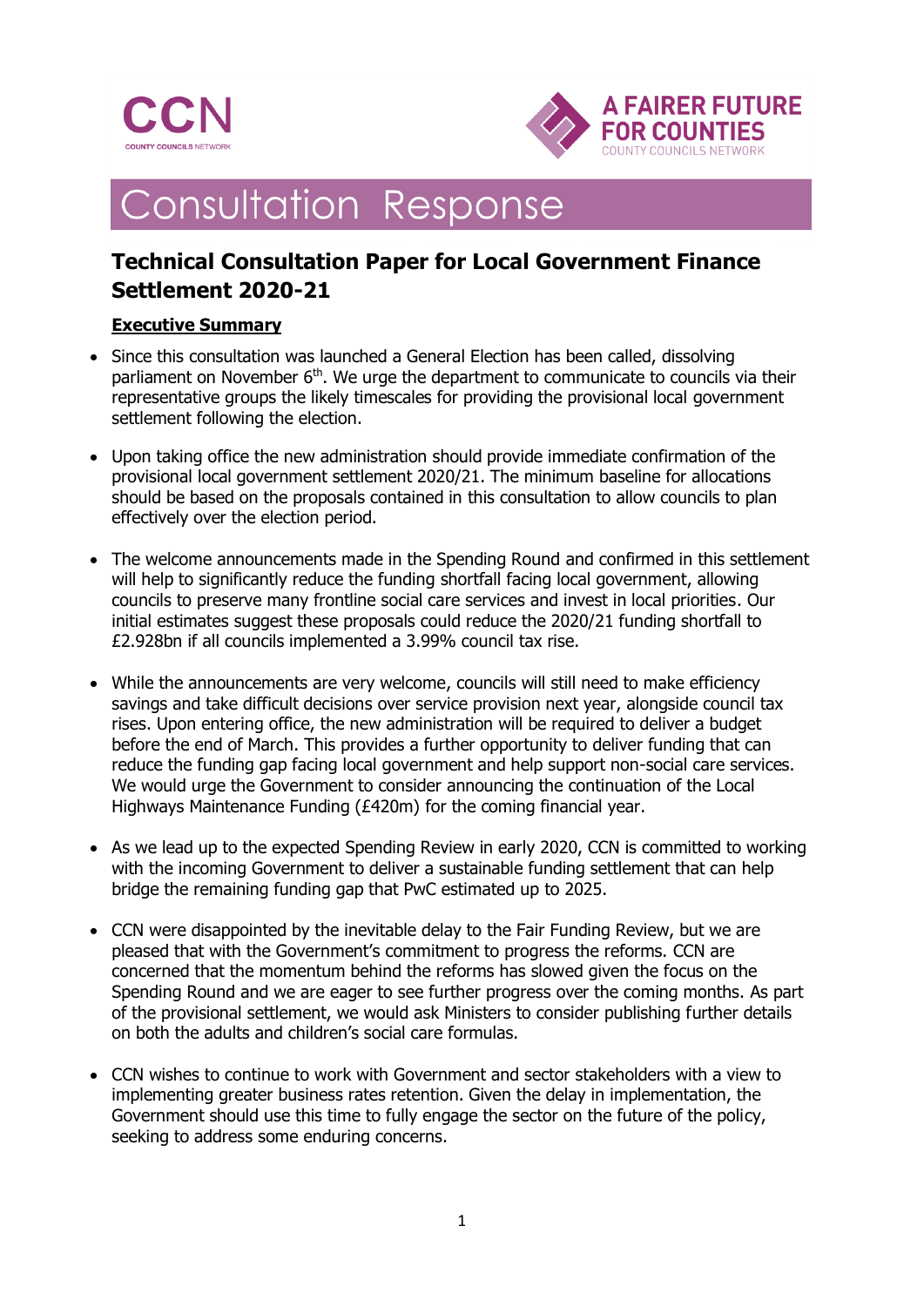CCN

COUNTY COUNCILS NETWORK

A FAIRER FUTURE FOR COUNTIES

COUNTY COUNCILS NETWORK

# Consultation Response

## Technical Consultation Paper for Local Government Finance Settlement 2020-21

### Executive Summary

- Since this consultation was launched a General Election has been called, dissolving parliament on November 6th. We urge the department to communicate to councils via their representative groups the likely timescales for providing the provisional local government settlement following the election.

- Upon taking office the new administration should provide immediate confirmation of the provisional local government settlement 2020/21. The minimum baseline for allocations should be based on the proposals contained in this consultation to allow councils to plan effectively over the election period.

- The welcome announcements made in the Spending Round and confirmed in this settlement will help to significantly reduce the funding shortfall facing local government, allowing councils to preserve many frontline social care services and invest in local priorities. Our initial estimates suggest these proposals could reduce the 2020/21 funding shortfall to £2.928bn if all councils implemented a 3.99% council tax rise.

- While the announcements are very welcome, councils will still need to make efficiency savings and take difficult decisions over service provision next year, alongside council tax rises. Upon entering office, the new administration will be required to deliver a budget before the end of March. This provides a further opportunity to deliver funding that can reduce the funding gap facing local government and help support non-social care services. We would urge the Government to consider announcing the continuation of the Local Highways Maintenance Funding (£420m) for the coming financial year.

- As we lead up to the expected Spending Review in early 2020, CCN is committed to working with the incoming Government to deliver a sustainable funding settlement that can help bridge the remaining funding gap that PwC estimated up to 2025.

- CCN were disappointed by the inevitable delay to the Fair Funding Review, but we are pleased that with the Government's commitment to progress the reforms. CCN are concerned that the momentum behind the reforms has slowed given the focus on the Spending Round and we are eager to see further progress over the coming months. As part of the provisional settlement, we would ask Ministers to consider publishing further details on both the adults and children's social care formulas.

- CCN wishes to continue to work with Government and sector stakeholders with a view to implementing greater business rates retention. Given the delay in implementation, the Government should use this time to fully engage the sector on the future of the policy, seeking to address some enduring concerns.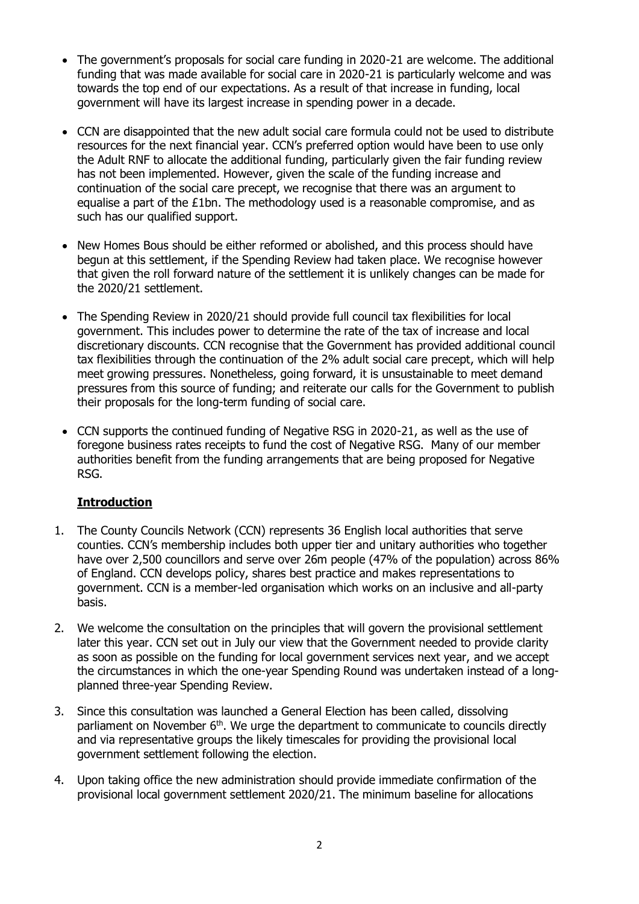- The government's proposals for social care funding in 2020-21 are welcome. The additional funding that was made available for social care in 2020-21 is particularly welcome and was towards the top end of our expectations. As a result of that increase in funding, local government will have its largest increase in spending power in a decade.

- CCN are disappointed that the new adult social care formula could not be used to distribute resources for the next financial year. CCN's preferred option would have been to use only the Adult RNF to allocate the additional funding, particularly given the fair funding review has not been implemented. However, given the scale of the funding increase and continuation of the social care precept, we recognise that there was an argument to equalise a part of the £1bn. The methodology used is a reasonable compromise, and as such has our qualified support.

- New Homes Bous should be either reformed or abolished, and this process should have begun at this settlement, if the Spending Review had taken place. We recognise however that given the roll forward nature of the settlement it is unlikely changes can be made for the 2020/21 settlement.

- The Spending Review in 2020/21 should provide full council tax flexibilities for local government. This includes power to determine the rate of the tax of increase and local discretionary discounts. CCN recognise that the Government has provided additional council tax flexibilities through the continuation of the 2% adult social care precept, which will help meet growing pressures. Nonetheless, going forward, it is unsustainable to meet demand pressures from this source of funding; and reiterate our calls for the Government to publish their proposals for the long-term funding of social care.

- CCN supports the continued funding of Negative RSG in 2020-21, as well as the use of foregone business rates receipts to fund the cost of Negative RSG. Many of our member authorities benefit from the funding arrangements that are being proposed for Negative RSG.

## Introduction

1. The County Councils Network (CCN) represents 36 English local authorities that serve counties. CCN's membership includes both upper tier and unitary authorities who together have over 2,500 councillors and serve over 26m people (47% of the population) across 86% of England. CCN develops policy, shares best practice and makes representations to government. CCN is a member-led organisation which works on an inclusive and all-party basis.

2. We welcome the consultation on the principles that will govern the provisional settlement later this year. CCN set out in July our view that the Government needed to provide clarity as soon as possible on the funding for local government services next year, and we accept the circumstances in which the one-year Spending Round was undertaken instead of a long-planned three-year Spending Review.

3. Since this consultation was launched a General Election has been called, dissolving parliament on November 6th. We urge the department to communicate to councils directly and via representative groups the likely timescales for providing the provisional local government settlement following the election.

4. Upon taking office the new administration should provide immediate confirmation of the provisional local government settlement 2020/21. The minimum baseline for allocations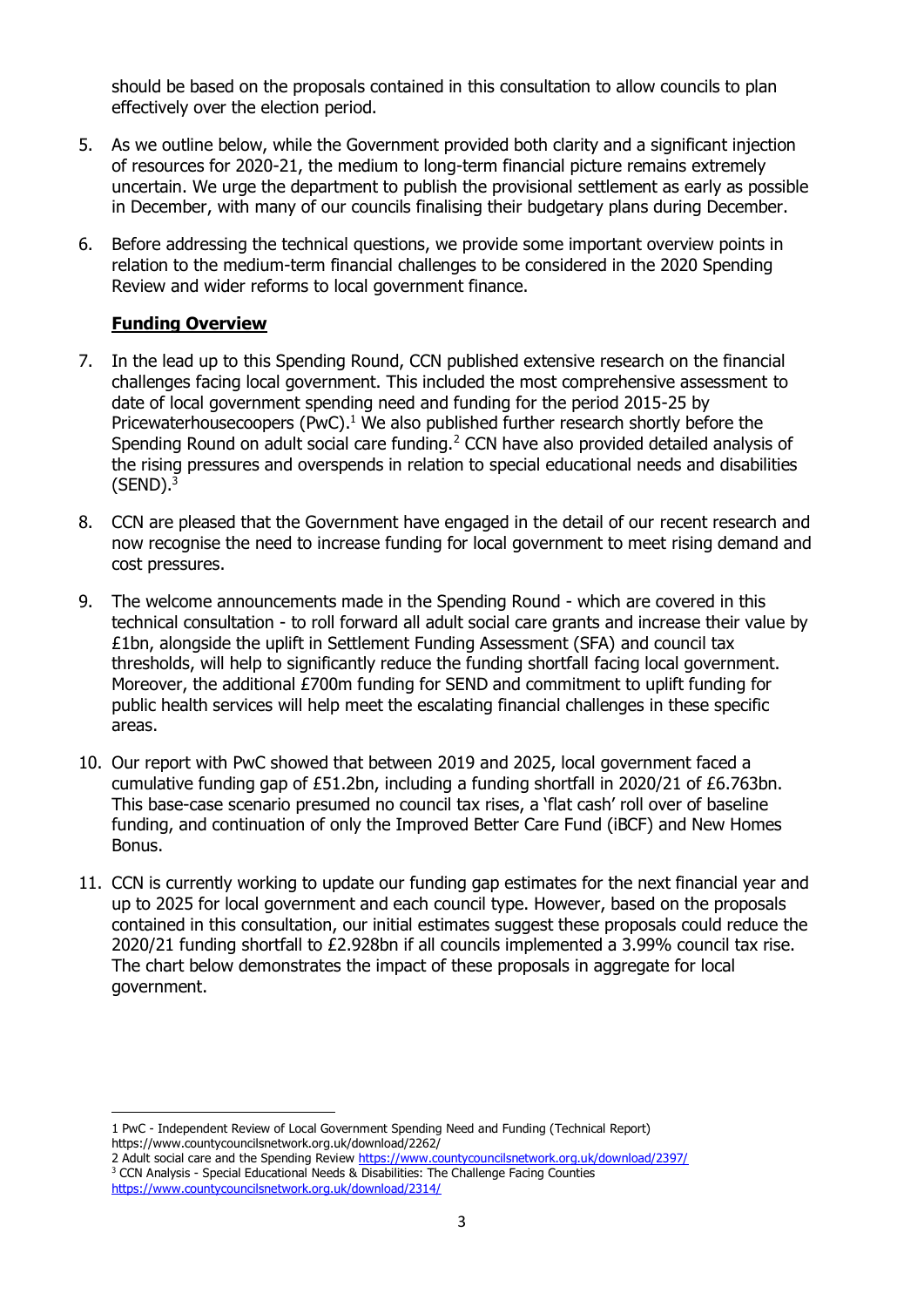should be based on the proposals contained in this consultation to allow councils to plan effectively over the election period.

5. As we outline below, while the Government provided both clarity and a significant injection of resources for 2020-21, the medium to long-term financial picture remains extremely uncertain. We urge the department to publish the provisional settlement as early as possible in December, with many of our councils finalising their budgetary plans during December.

6. Before addressing the technical questions, we provide some important overview points in relation to the medium-term financial challenges to be considered in the 2020 Spending Review and wider reforms to local government finance.

## **Funding Overview**

7. In the lead up to this Spending Round, CCN published extensive research on the financial challenges facing local government. This included the most comprehensive assessment to date of local government spending need and funding for the period 2015-25 by Pricewaterhousecoopers (PwC).[1] We also published further research shortly before the Spending Round on adult social care funding.[2] CCN have also provided detailed analysis of the rising pressures and overspends in relation to special educational needs and disabilities (SEND).[3]

8. CCN are pleased that the Government have engaged in the detail of our recent research and now recognise the need to increase funding for local government to meet rising demand and cost pressures.

9. The welcome announcements made in the Spending Round - which are covered in this technical consultation - to roll forward all adult social care grants and increase their value by £1bn, alongside the uplift in Settlement Funding Assessment (SFA) and council tax thresholds, will help to significantly reduce the funding shortfall facing local government. Moreover, the additional £700m funding for SEND and commitment to uplift funding for public health services will help meet the escalating financial challenges in these specific areas.

10. Our report with PwC showed that between 2019 and 2025, local government faced a cumulative funding gap of £51.2bn, including a funding shortfall in 2020/21 of £6.763bn. This base-case scenario presumed no council tax rises, a 'flat cash' roll over of baseline funding, and continuation of only the Improved Better Care Fund (iBCF) and New Homes Bonus.

11. CCN is currently working to update our funding gap estimates for the next financial year and up to 2025 for local government and each council type. However, based on the proposals contained in this consultation, our initial estimates suggest these proposals could reduce the 2020/21 funding shortfall to £2.928bn if all councils implemented a 3.99% council tax rise. The chart below demonstrates the impact of these proposals in aggregate for local government.

---

1 PwC - Independent Review of Local Government Spending Need and Funding (Technical Report) https://www.countycouncilsnetwork.org.uk/download/2262/

2 Adult social care and the Spending Review https://www.countycouncilsnetwork.org.uk/download/2397/

3 CCN Analysis - Special Educational Needs & Disabilities: The Challenge Facing Counties https://www.countycouncilsnetwork.org.uk/download/2314/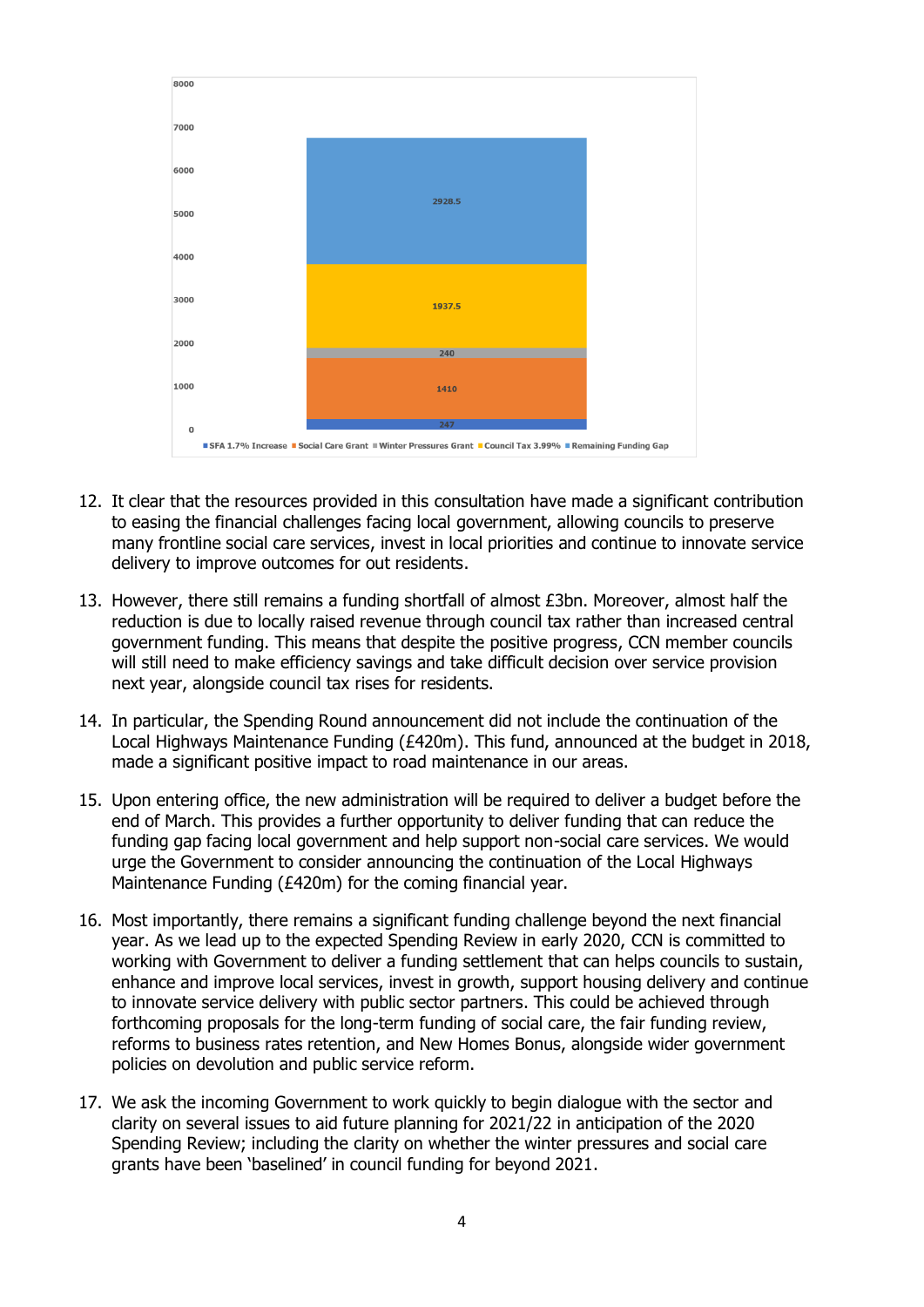| Component | Value |
|---|---|
| SFA 1.7% Increase | 247 |
| Social Care Grant | 1410 |
| Winter Pressures Grant | 240 |
| Council Tax 3.99% | 1937.5 |
| Remaining Funding Gap | 2928.5 |

12. It clear that the resources provided in this consultation have made a significant contribution to easing the financial challenges facing local government, allowing councils to preserve many frontline social care services, invest in local priorities and continue to innovate service delivery to improve outcomes for out residents.

13. However, there still remains a funding shortfall of almost £3bn. Moreover, almost half the reduction is due to locally raised revenue through council tax rather than increased central government funding. This means that despite the positive progress, CCN member councils will still need to make efficiency savings and take difficult decision over service provision next year, alongside council tax rises for residents.

14. In particular, the Spending Round announcement did not include the continuation of the Local Highways Maintenance Funding (£420m). This fund, announced at the budget in 2018, made a significant positive impact to road maintenance in our areas.

15. Upon entering office, the new administration will be required to deliver a budget before the end of March. This provides a further opportunity to deliver funding that can reduce the funding gap facing local government and help support non-social care services. We would urge the Government to consider announcing the continuation of the Local Highways Maintenance Funding (£420m) for the coming financial year.

16. Most importantly, there remains a significant funding challenge beyond the next financial year. As we lead up to the expected Spending Review in early 2020, CCN is committed to working with Government to deliver a funding settlement that can helps councils to sustain, enhance and improve local services, invest in growth, support housing delivery and continue to innovate service delivery with public sector partners. This could be achieved through forthcoming proposals for the long-term funding of social care, the fair funding review, reforms to business rates retention, and New Homes Bonus, alongside wider government policies on devolution and public service reform.

17. We ask the incoming Government to work quickly to begin dialogue with the sector and clarity on several issues to aid future planning for 2021/22 in anticipation of the 2020 Spending Review; including the clarity on whether the winter pressures and social care grants have been 'baselined' in council funding for beyond 2021.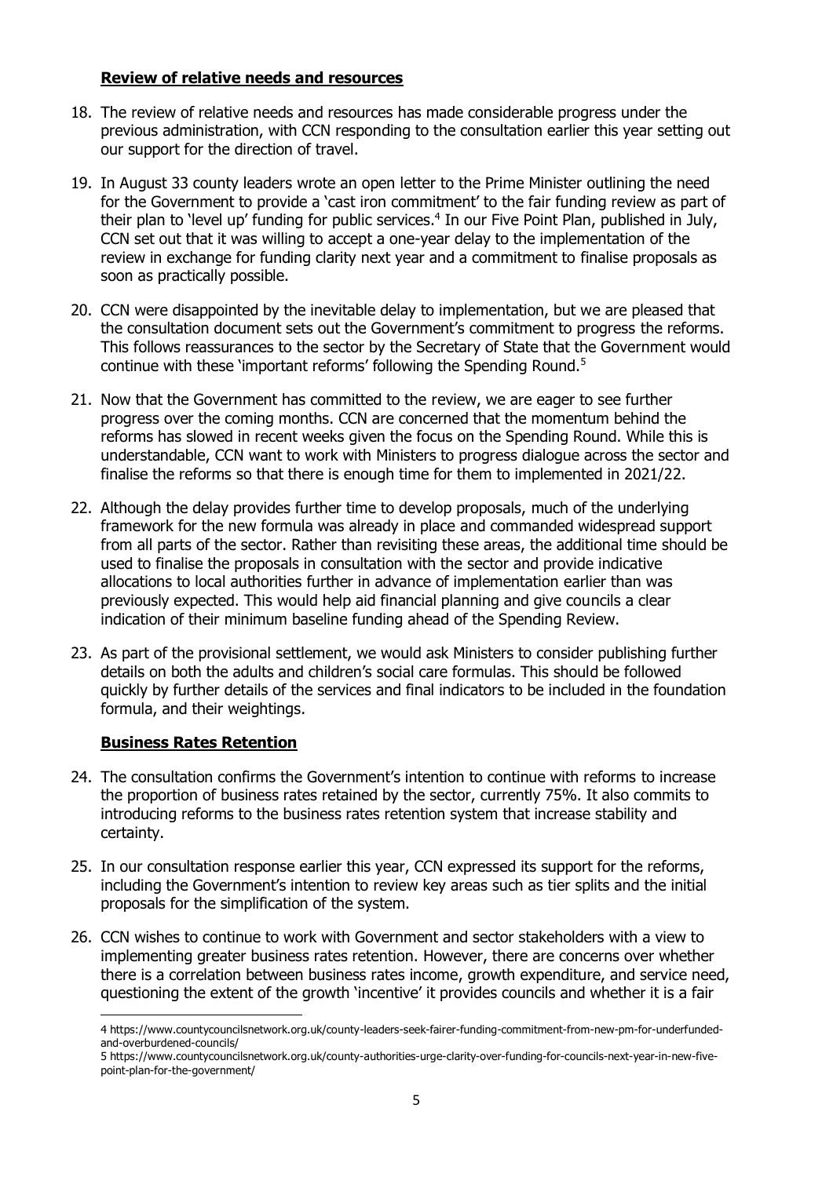## Review of relative needs and resources

18. The review of relative needs and resources has made considerable progress under the previous administration, with CCN responding to the consultation earlier this year setting out our support for the direction of travel.

19. In August 33 county leaders wrote an open letter to the Prime Minister outlining the need for the Government to provide a 'cast iron commitment' to the fair funding review as part of their plan to 'level up' funding for public services.[4] In our Five Point Plan, published in July, CCN set out that it was willing to accept a one-year delay to the implementation of the review in exchange for funding clarity next year and a commitment to finalise proposals as soon as practically possible.

20. CCN were disappointed by the inevitable delay to implementation, but we are pleased that the consultation document sets out the Government's commitment to progress the reforms. This follows reassurances to the sector by the Secretary of State that the Government would continue with these 'important reforms' following the Spending Round.[5]

21. Now that the Government has committed to the review, we are eager to see further progress over the coming months. CCN are concerned that the momentum behind the reforms has slowed in recent weeks given the focus on the Spending Round. While this is understandable, CCN want to work with Ministers to progress dialogue across the sector and finalise the reforms so that there is enough time for them to implemented in 2021/22.

22. Although the delay provides further time to develop proposals, much of the underlying framework for the new formula was already in place and commanded widespread support from all parts of the sector. Rather than revisiting these areas, the additional time should be used to finalise the proposals in consultation with the sector and provide indicative allocations to local authorities further in advance of implementation earlier than was previously expected. This would help aid financial planning and give councils a clear indication of their minimum baseline funding ahead of the Spending Review.

23. As part of the provisional settlement, we would ask Ministers to consider publishing further details on both the adults and children's social care formulas. This should be followed quickly by further details of the services and final indicators to be included in the foundation formula, and their weightings.

## Business Rates Retention

24. The consultation confirms the Government's intention to continue with reforms to increase the proportion of business rates retained by the sector, currently 75%. It also commits to introducing reforms to the business rates retention system that increase stability and certainty.

25. In our consultation response earlier this year, CCN expressed its support for the reforms, including the Government's intention to review key areas such as tier splits and the initial proposals for the simplification of the system.

26. CCN wishes to continue to work with Government and sector stakeholders with a view to implementing greater business rates retention. However, there are concerns over whether there is a correlation between business rates income, growth expenditure, and service need, questioning the extent of the growth 'incentive' it provides councils and whether it is a fair

---

4 https://www.countycouncilsnetwork.org.uk/county-leaders-seek-fairer-funding-commitment-from-new-pm-for-underfunded-and-overburdened-councils/

5 https://www.countycouncilsnetwork.org.uk/county-authorities-urge-clarity-over-funding-for-councils-next-year-in-new-five-point-plan-for-the-government/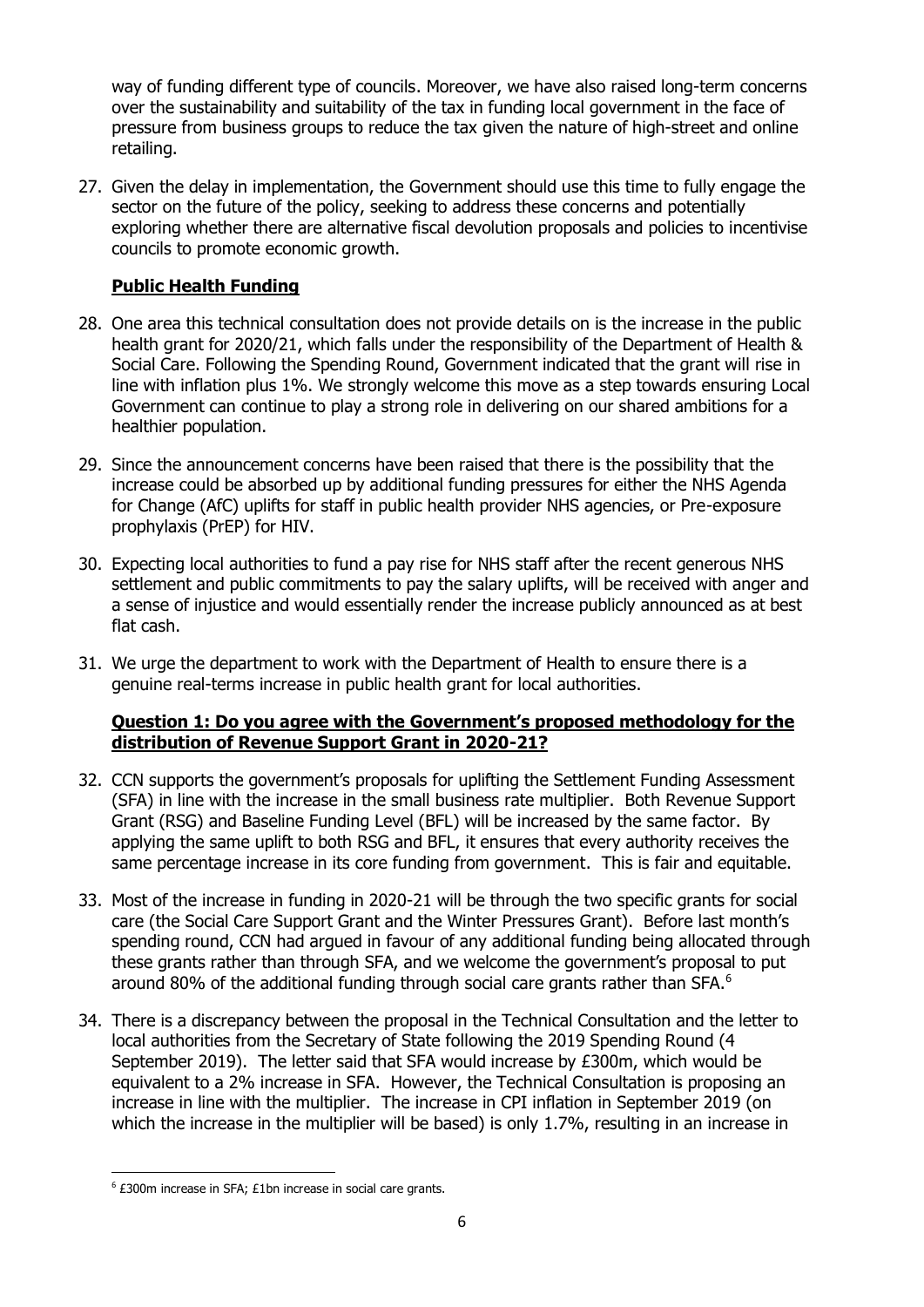way of funding different type of councils. Moreover, we have also raised long-term concerns over the sustainability and suitability of the tax in funding local government in the face of pressure from business groups to reduce the tax given the nature of high-street and online retailing.

27. Given the delay in implementation, the Government should use this time to fully engage the sector on the future of the policy, seeking to address these concerns and potentially exploring whether there are alternative fiscal devolution proposals and policies to incentivise councils to promote economic growth.

**Public Health Funding**

28. One area this technical consultation does not provide details on is the increase in the public health grant for 2020/21, which falls under the responsibility of the Department of Health & Social Care. Following the Spending Round, Government indicated that the grant will rise in line with inflation plus 1%. We strongly welcome this move as a step towards ensuring Local Government can continue to play a strong role in delivering on our shared ambitions for a healthier population.

29. Since the announcement concerns have been raised that there is the possibility that the increase could be absorbed up by additional funding pressures for either the NHS Agenda for Change (AfC) uplifts for staff in public health provider NHS agencies, or Pre-exposure prophylaxis (PrEP) for HIV.

30. Expecting local authorities to fund a pay rise for NHS staff after the recent generous NHS settlement and public commitments to pay the salary uplifts, will be received with anger and a sense of injustice and would essentially render the increase publicly announced as at best flat cash.

31. We urge the department to work with the Department of Health to ensure there is a genuine real-terms increase in public health grant for local authorities.

**Question 1: Do you agree with the Government's proposed methodology for the distribution of Revenue Support Grant in 2020-21?**

32. CCN supports the government's proposals for uplifting the Settlement Funding Assessment (SFA) in line with the increase in the small business rate multiplier. Both Revenue Support Grant (RSG) and Baseline Funding Level (BFL) will be increased by the same factor. By applying the same uplift to both RSG and BFL, it ensures that every authority receives the same percentage increase in its core funding from government. This is fair and equitable.

33. Most of the increase in funding in 2020-21 will be through the two specific grants for social care (the Social Care Support Grant and the Winter Pressures Grant). Before last month's spending round, CCN had argued in favour of any additional funding being allocated through these grants rather than through SFA, and we welcome the government's proposal to put around 80% of the additional funding through social care grants rather than SFA.[6]

34. There is a discrepancy between the proposal in the Technical Consultation and the letter to local authorities from the Secretary of State following the 2019 Spending Round (4 September 2019). The letter said that SFA would increase by £300m, which would be equivalent to a 2% increase in SFA. However, the Technical Consultation is proposing an increase in line with the multiplier. The increase in CPI inflation in September 2019 (on which the increase in the multiplier will be based) is only 1.7%, resulting in an increase in

[6] £300m increase in SFA; £1bn increase in social care grants.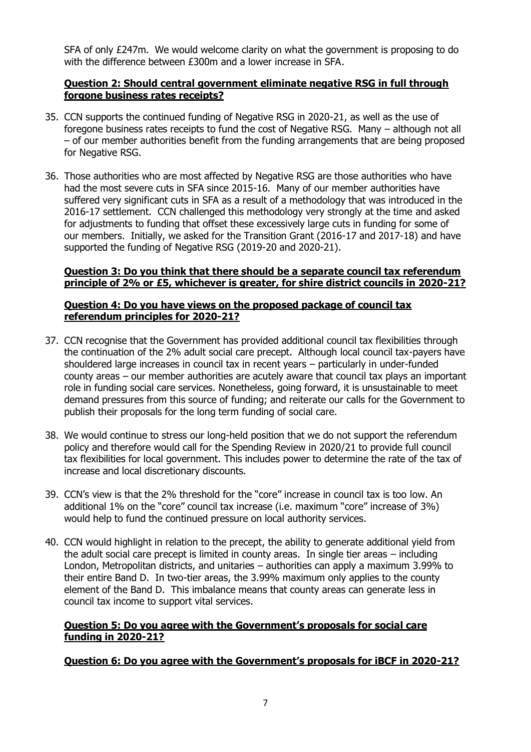SFA of only £247m. We would welcome clarity on what the government is proposing to do with the difference between £300m and a lower increase in SFA.

**Question 2: Should central government eliminate negative RSG in full through forgone business rates receipts?**

35. CCN supports the continued funding of Negative RSG in 2020-21, as well as the use of foregone business rates receipts to fund the cost of Negative RSG. Many – although not all – of our member authorities benefit from the funding arrangements that are being proposed for Negative RSG.

36. Those authorities who are most affected by Negative RSG are those authorities who have had the most severe cuts in SFA since 2015-16. Many of our member authorities have suffered very significant cuts in SFA as a result of a methodology that was introduced in the 2016-17 settlement. CCN challenged this methodology very strongly at the time and asked for adjustments to funding that offset these excessively large cuts in funding for some of our members. Initially, we asked for the Transition Grant (2016-17 and 2017-18) and have supported the funding of Negative RSG (2019-20 and 2020-21).

**Question 3: Do you think that there should be a separate council tax referendum principle of 2% or £5, whichever is greater, for shire district councils in 2020-21?**

**Question 4: Do you have views on the proposed package of council tax referendum principles for 2020-21?**

37. CCN recognise that the Government has provided additional council tax flexibilities through the continuation of the 2% adult social care precept. Although local council tax-payers have shouldered large increases in council tax in recent years – particularly in under-funded county areas – our member authorities are acutely aware that council tax plays an important role in funding social care services. Nonetheless, going forward, it is unsustainable to meet demand pressures from this source of funding; and reiterate our calls for the Government to publish their proposals for the long term funding of social care.

38. We would continue to stress our long-held position that we do not support the referendum policy and therefore would call for the Spending Review in 2020/21 to provide full council tax flexibilities for local government. This includes power to determine the rate of the tax of increase and local discretionary discounts.

39. CCN's view is that the 2% threshold for the "core" increase in council tax is too low. An additional 1% on the "core" council tax increase (i.e. maximum "core" increase of 3%) would help to fund the continued pressure on local authority services.

40. CCN would highlight in relation to the precept, the ability to generate additional yield from the adult social care precept is limited in county areas. In single tier areas – including London, Metropolitan districts, and unitaries – authorities can apply a maximum 3.99% to their entire Band D. In two-tier areas, the 3.99% maximum only applies to the county element of the Band D. This imbalance means that county areas can generate less in council tax income to support vital services.

**Question 5: Do you agree with the Government's proposals for social care funding in 2020-21?**

**Question 6: Do you agree with the Government's proposals for iBCF in 2020-21?**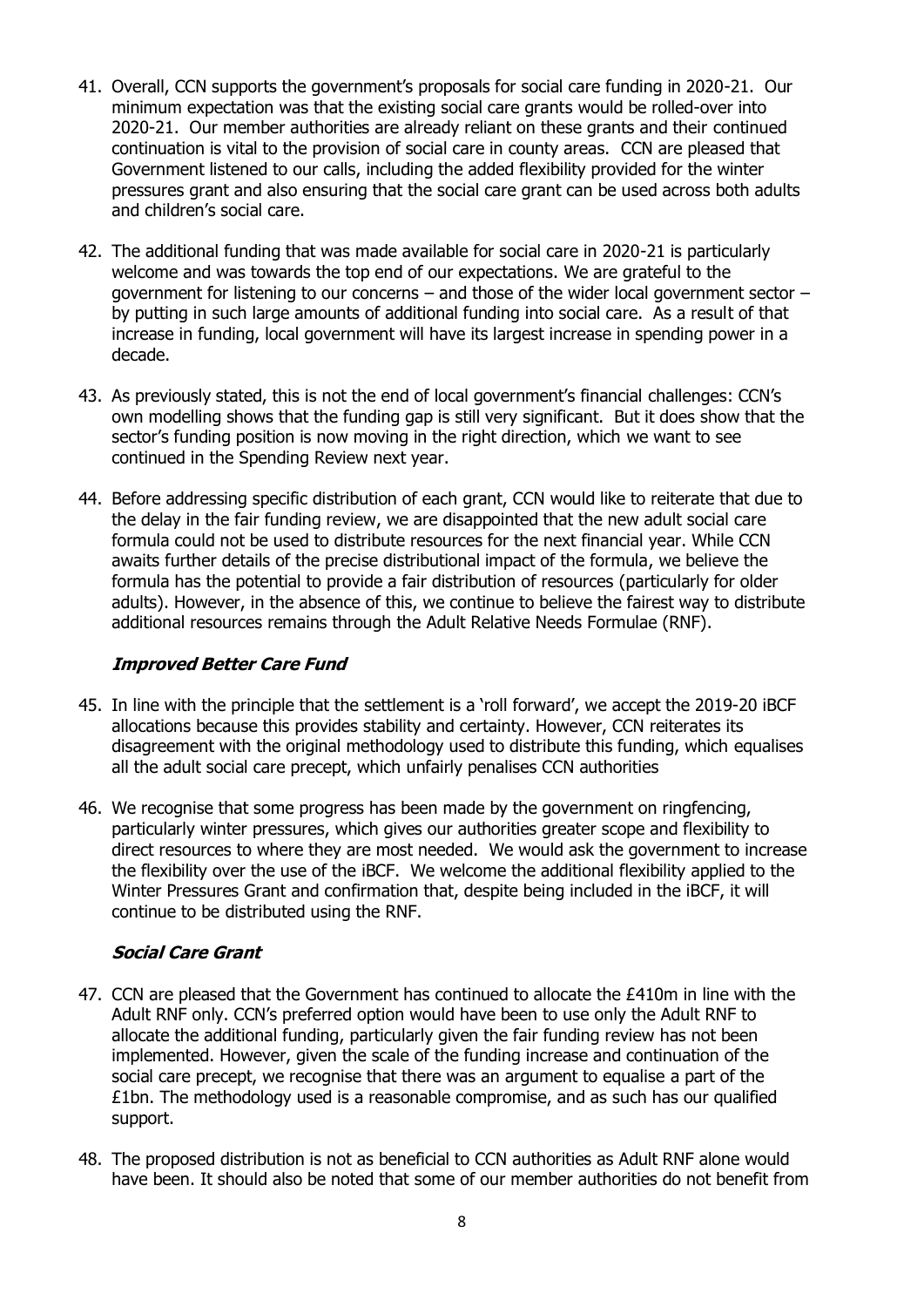41. Overall, CCN supports the government's proposals for social care funding in 2020-21. Our minimum expectation was that the existing social care grants would be rolled-over into 2020-21. Our member authorities are already reliant on these grants and their continued continuation is vital to the provision of social care in county areas. CCN are pleased that Government listened to our calls, including the added flexibility provided for the winter pressures grant and also ensuring that the social care grant can be used across both adults and children's social care.

42. The additional funding that was made available for social care in 2020-21 is particularly welcome and was towards the top end of our expectations. We are grateful to the government for listening to our concerns – and those of the wider local government sector – by putting in such large amounts of additional funding into social care. As a result of that increase in funding, local government will have its largest increase in spending power in a decade.

43. As previously stated, this is not the end of local government's financial challenges: CCN's own modelling shows that the funding gap is still very significant. But it does show that the sector's funding position is now moving in the right direction, which we want to see continued in the Spending Review next year.

44. Before addressing specific distribution of each grant, CCN would like to reiterate that due to the delay in the fair funding review, we are disappointed that the new adult social care formula could not be used to distribute resources for the next financial year. While CCN awaits further details of the precise distributional impact of the formula, we believe the formula has the potential to provide a fair distribution of resources (particularly for older adults). However, in the absence of this, we continue to believe the fairest way to distribute additional resources remains through the Adult Relative Needs Formulae (RNF).

### *Improved Better Care Fund*

45. In line with the principle that the settlement is a 'roll forward', we accept the 2019-20 iBCF allocations because this provides stability and certainty. However, CCN reiterates its disagreement with the original methodology used to distribute this funding, which equalises all the adult social care precept, which unfairly penalises CCN authorities

46. We recognise that some progress has been made by the government on ringfencing, particularly winter pressures, which gives our authorities greater scope and flexibility to direct resources to where they are most needed. We would ask the government to increase the flexibility over the use of the iBCF. We welcome the additional flexibility applied to the Winter Pressures Grant and confirmation that, despite being included in the iBCF, it will continue to be distributed using the RNF.

### *Social Care Grant*

47. CCN are pleased that the Government has continued to allocate the £410m in line with the Adult RNF only. CCN's preferred option would have been to use only the Adult RNF to allocate the additional funding, particularly given the fair funding review has not been implemented. However, given the scale of the funding increase and continuation of the social care precept, we recognise that there was an argument to equalise a part of the £1bn. The methodology used is a reasonable compromise, and as such has our qualified support.

48. The proposed distribution is not as beneficial to CCN authorities as Adult RNF alone would have been. It should also be noted that some of our member authorities do not benefit from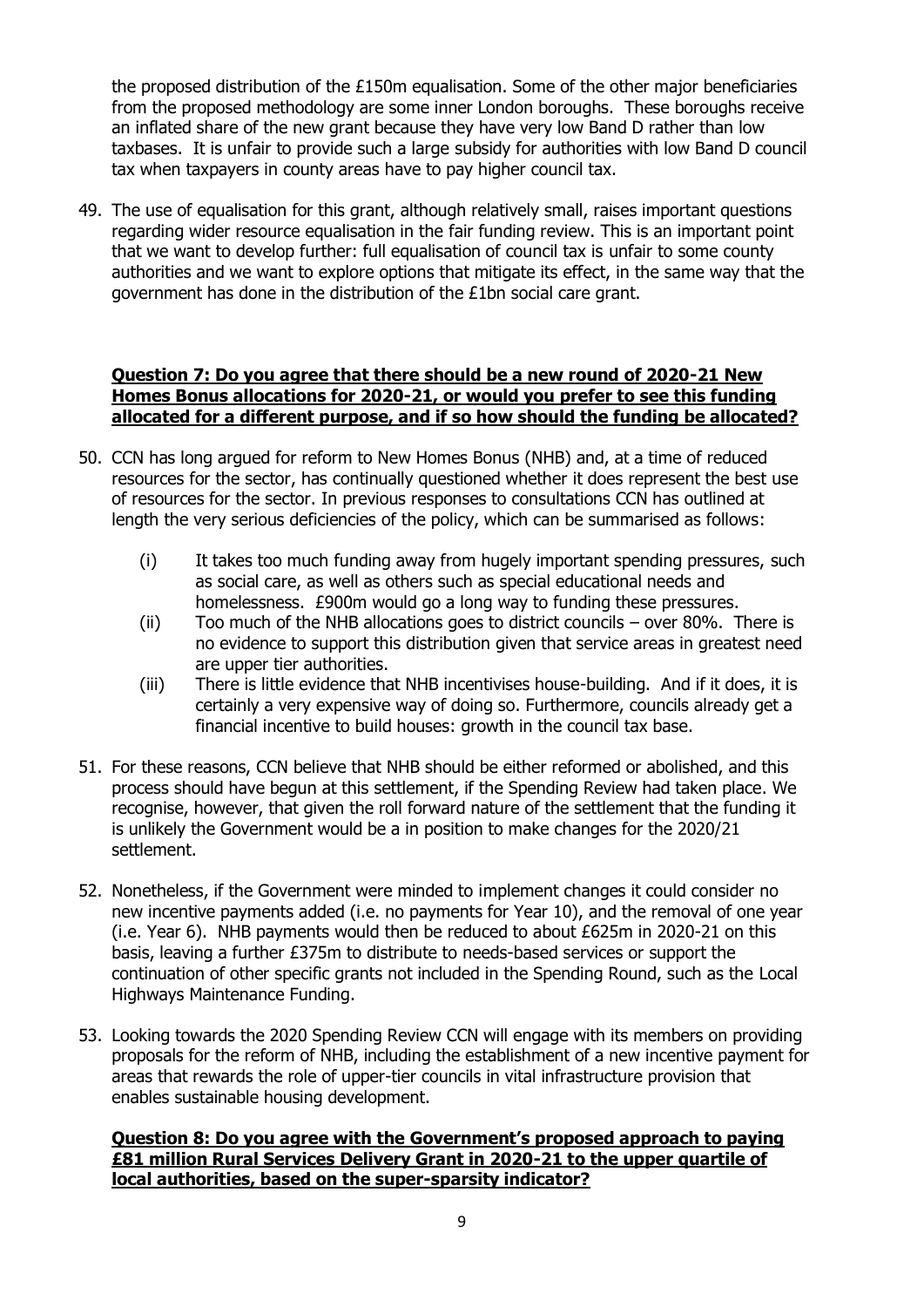the proposed distribution of the £150m equalisation. Some of the other major beneficiaries from the proposed methodology are some inner London boroughs. These boroughs receive an inflated share of the new grant because they have very low Band D rather than low taxbases. It is unfair to provide such a large subsidy for authorities with low Band D council tax when taxpayers in county areas have to pay higher council tax.

49. The use of equalisation for this grant, although relatively small, raises important questions regarding wider resource equalisation in the fair funding review. This is an important point that we want to develop further: full equalisation of council tax is unfair to some county authorities and we want to explore options that mitigate its effect, in the same way that the government has done in the distribution of the £1bn social care grant.

### **Question 7: Do you agree that there should be a new round of 2020-21 New Homes Bonus allocations for 2020-21, or would you prefer to see this funding allocated for a different purpose, and if so how should the funding be allocated?**

50. CCN has long argued for reform to New Homes Bonus (NHB) and, at a time of reduced resources for the sector, has continually questioned whether it does represent the best use of resources for the sector. In previous responses to consultations CCN has outlined at length the very serious deficiencies of the policy, which can be summarised as follows:

    (i) It takes too much funding away from hugely important spending pressures, such as social care, as well as others such as special educational needs and homelessness. £900m would go a long way to funding these pressures.

    (ii) Too much of the NHB allocations goes to district councils – over 80%. There is no evidence to support this distribution given that service areas in greatest need are upper tier authorities.

    (iii) There is little evidence that NHB incentivises house-building. And if it does, it is certainly a very expensive way of doing so. Furthermore, councils already get a financial incentive to build houses: growth in the council tax base.

51. For these reasons, CCN believe that NHB should be either reformed or abolished, and this process should have begun at this settlement, if the Spending Review had taken place. We recognise, however, that given the roll forward nature of the settlement that the funding it is unlikely the Government would be a in position to make changes for the 2020/21 settlement.

52. Nonetheless, if the Government were minded to implement changes it could consider no new incentive payments added (i.e. no payments for Year 10), and the removal of one year (i.e. Year 6). NHB payments would then be reduced to about £625m in 2020-21 on this basis, leaving a further £375m to distribute to needs-based services or support the continuation of other specific grants not included in the Spending Round, such as the Local Highways Maintenance Funding.

53. Looking towards the 2020 Spending Review CCN will engage with its members on providing proposals for the reform of NHB, including the establishment of a new incentive payment for areas that rewards the role of upper-tier councils in vital infrastructure provision that enables sustainable housing development.

### **Question 8: Do you agree with the Government's proposed approach to paying £81 million Rural Services Delivery Grant in 2020-21 to the upper quartile of local authorities, based on the super-sparsity indicator?**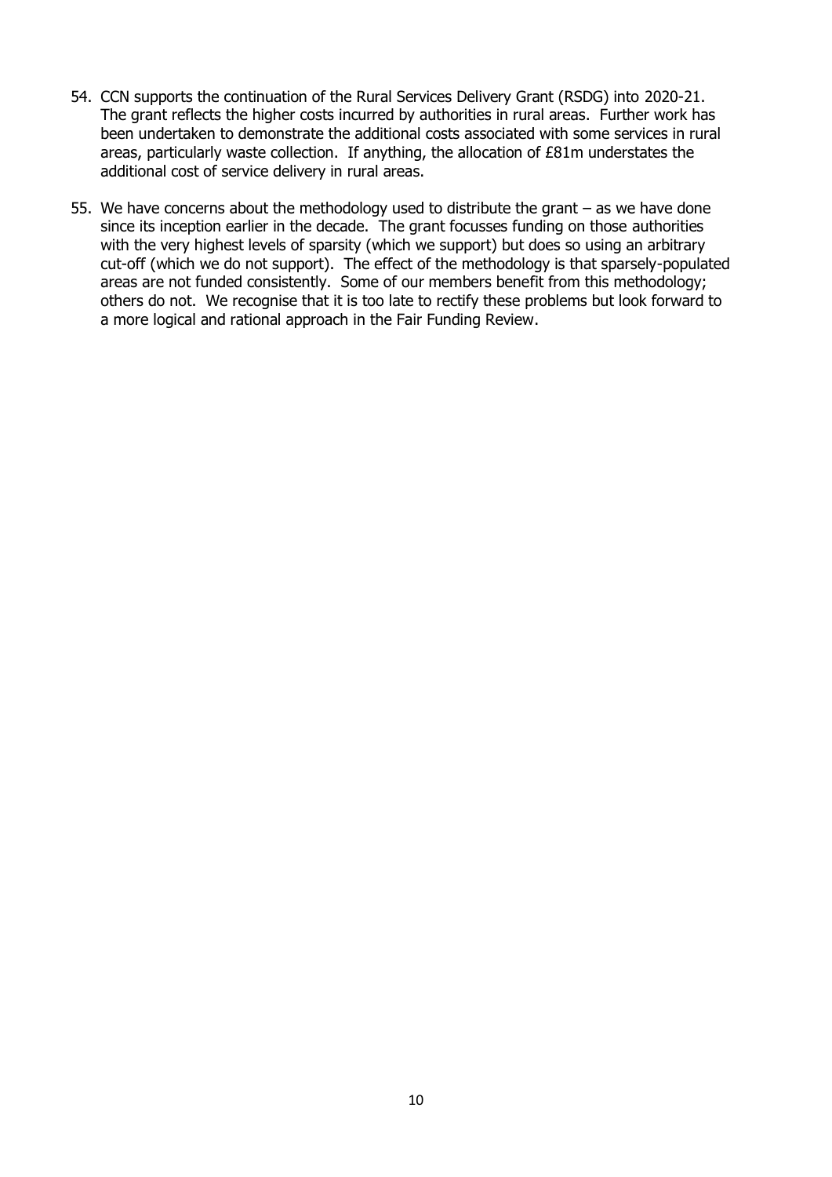54. CCN supports the continuation of the Rural Services Delivery Grant (RSDG) into 2020-21. The grant reflects the higher costs incurred by authorities in rural areas. Further work has been undertaken to demonstrate the additional costs associated with some services in rural areas, particularly waste collection. If anything, the allocation of £81m understates the additional cost of service delivery in rural areas.

55. We have concerns about the methodology used to distribute the grant – as we have done since its inception earlier in the decade. The grant focusses funding on those authorities with the very highest levels of sparsity (which we support) but does so using an arbitrary cut-off (which we do not support). The effect of the methodology is that sparsely-populated areas are not funded consistently. Some of our members benefit from this methodology; others do not. We recognise that it is too late to rectify these problems but look forward to a more logical and rational approach in the Fair Funding Review.